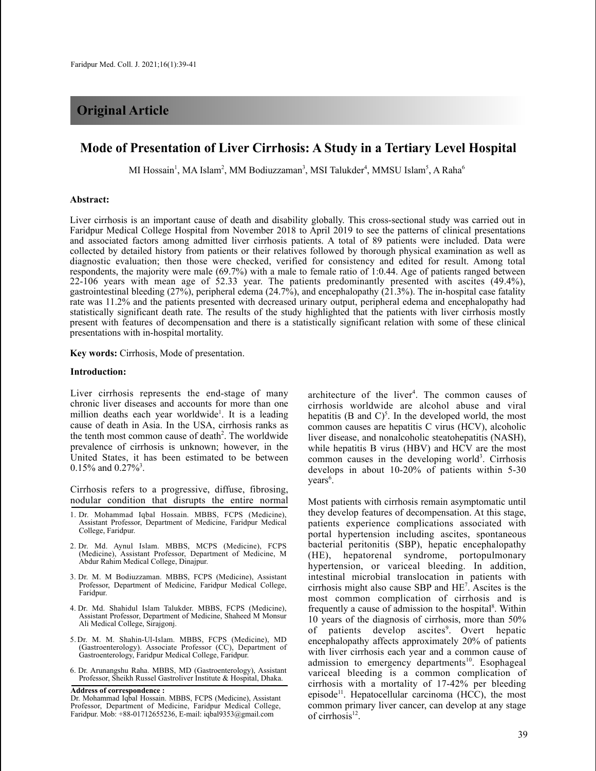## Original Article

# Mode of Presentation of Liver Cirrhosis: A Study in a Tertiary Level Hospital

MI Hossain[1], MA Islam[2], MM Bodiuzzaman[3], MSI Talukder[4], MMSU Islam[5], A Raha[6]

### Abstract:

Liver cirrhosis is an important cause of death and disability globally. This cross-sectional study was carried out in Faridpur Medical College Hospital from November 2018 to April 2019 to see the patterns of clinical presentations and associated factors among admitted liver cirrhosis patients. A total of 89 patients were included. Data were collected by detailed history from patients or their relatives followed by thorough physical examination as well as diagnostic evaluation; then those were checked, verified for consistency and edited for result. Among total respondents, the majority were male (69.7%) with a male to female ratio of 1:0.44. Age of patients ranged between 22-106 years with mean age of 52.33 year. The patients predominantly presented with ascites (49.4%), gastrointestinal bleeding (27%), peripheral edema (24.7%), and encephalopathy (21.3%). The in-hospital case fatality rate was 11.2% and the patients presented with decreased urinary output, peripheral edema and encephalopathy had statistically significant death rate. The results of the study highlighted that the patients with liver cirrhosis mostly present with features of decompensation and there is a statistically significant relation with some of these clinical presentations with in-hospital mortality.

**Key words:** Cirrhosis, Mode of presentation.

### Introduction:

Liver cirrhosis represents the end-stage of many chronic liver diseases and accounts for more than one million deaths each year worldwide[1]. It is a leading cause of death in Asia. In the USA, cirrhosis ranks as the tenth most common cause of death[2]. The worldwide prevalence of cirrhosis is unknown; however, in the United States, it has been estimated to be between 0.15% and 0.27%[3].

Cirrhosis refers to a progressive, diffuse, fibrosing, nodular condition that disrupts the entire normal architecture of the liver[4]. The common causes of cirrhosis worldwide are alcohol abuse and viral hepatitis (B and C)[5]. In the developed world, the most common causes are hepatitis C virus (HCV), alcoholic liver disease, and nonalcoholic steatohepatitis (NASH), while hepatitis B virus (HBV) and HCV are the most common causes in the developing world[3]. Cirrhosis develops in about 10-20% of patients within 5-30 years[6].

Most patients with cirrhosis remain asymptomatic until they develop features of decompensation. At this stage, patients experience complications associated with portal hypertension including ascites, spontaneous bacterial peritonitis (SBP), hepatic encephalopathy (HE), hepatorenal syndrome, portopulmonary hypertension, or variceal bleeding. In addition, intestinal microbial translocation in patients with cirrhosis might also cause SBP and HE[7]. Ascites is the most common complication of cirrhosis and is frequently a cause of admission to the hospital[8]. Within 10 years of the diagnosis of cirrhosis, more than 50% of patients develop ascites[9]. Overt hepatic encephalopathy affects approximately 20% of patients with liver cirrhosis each year and a common cause of admission to emergency departments[10]. Esophageal variceal bleeding is a common complication of cirrhosis with a mortality of 17-42% per bleeding episode[11]. Hepatocellular carcinoma (HCC), the most common primary liver cancer, can develop at any stage of cirrhosis[12].

---

1. Dr. Mohammad Iqbal Hossain. MBBS, FCPS (Medicine), Assistant Professor, Department of Medicine, Faridpur Medical College, Faridpur.
2. Dr. Md. Aynul Islam. MBBS, MCPS (Medicine), FCPS (Medicine), Assistant Professor, Department of Medicine, M Abdur Rahim Medical College, Dinajpur.
3. Dr. M. M Bodiuzzaman. MBBS, FCPS (Medicine), Assistant Professor, Department of Medicine, Faridpur Medical College, Faridpur.
4. Dr. Md. Shahidul Islam Talukder. MBBS, FCPS (Medicine), Assistant Professor, Department of Medicine, Shaheed M Monsur Ali Medical College, Sirajgonj.
5. Dr. M. M. Shahin-Ul-Islam. MBBS, FCPS (Medicine), MD (Gastroenterology). Associate Professor (CC), Department of Gastroenterology, Faridpur Medical College, Faridpur.
6. Dr. Arunangshu Raha. MBBS, MD (Gastroenterology), Assistant Professor, Sheikh Russel Gastroliver Institute & Hospital, Dhaka.

**Address of correspondence :**
Dr. Mohammad Iqbal Hossain. MBBS, FCPS (Medicine), Assistant Professor, Department of Medicine, Faridpur Medical College, Faridpur. Mob: +88-01712655236, E-mail: iqbal9353@gmail.com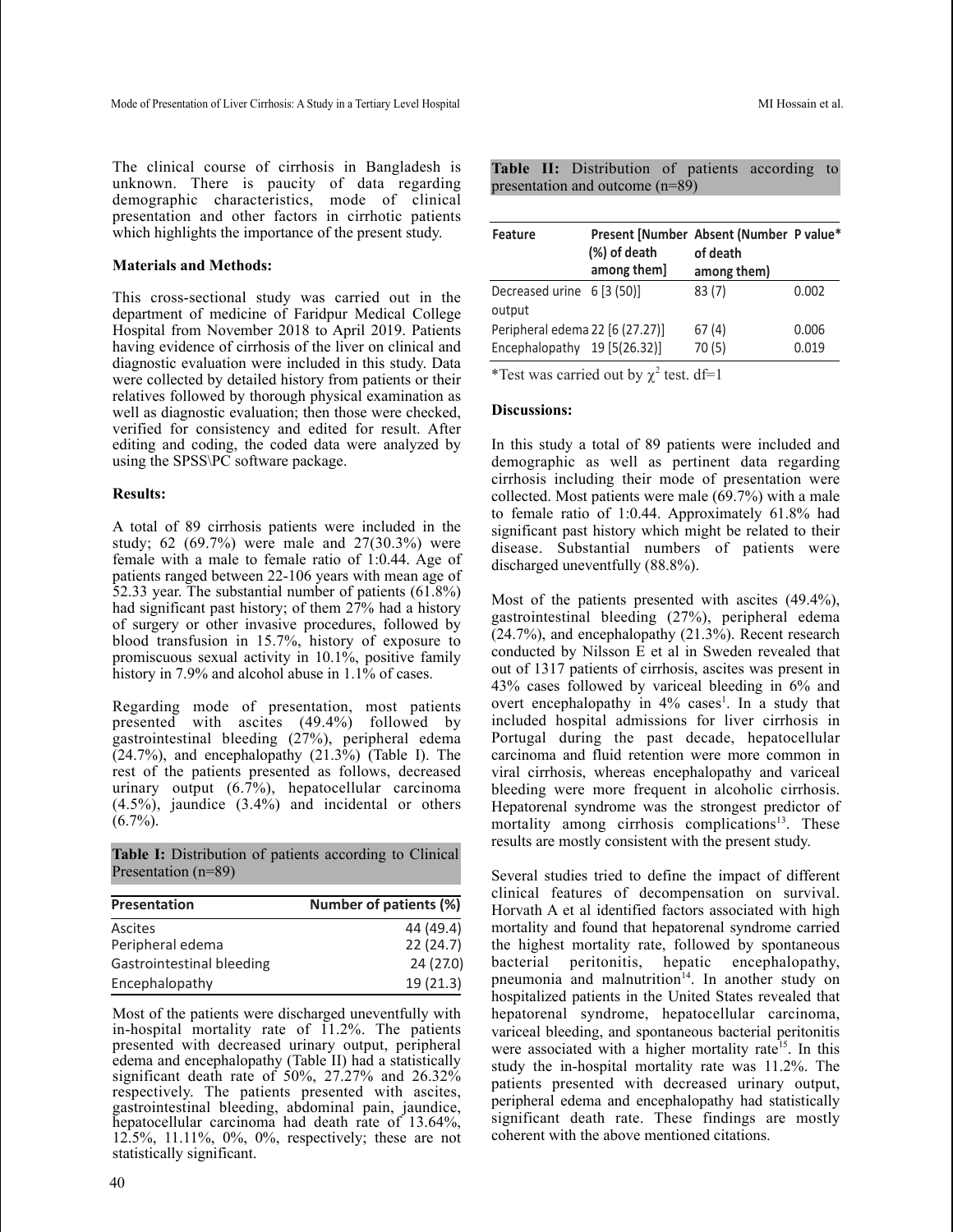The clinical course of cirrhosis in Bangladesh is unknown. There is paucity of data regarding demographic characteristics, mode of clinical presentation and other factors in cirrhotic patients which highlights the importance of the present study.

### Materials and Methods:

This cross-sectional study was carried out in the department of medicine of Faridpur Medical College Hospital from November 2018 to April 2019. Patients having evidence of cirrhosis of the liver on clinical and diagnostic evaluation were included in this study. Data were collected by detailed history from patients or their relatives followed by thorough physical examination as well as diagnostic evaluation; then those were checked, verified for consistency and edited for result. After editing and coding, the coded data were analyzed by using the SPSS\PC software package.

### Results:

A total of 89 cirrhosis patients were included in the study; 62 (69.7%) were male and 27(30.3%) were female with a male to female ratio of 1:0.44. Age of patients ranged between 22-106 years with mean age of 52.33 year. The substantial number of patients (61.8%) had significant past history; of them 27% had a history of surgery or other invasive procedures, followed by blood transfusion in 15.7%, history of exposure to promiscuous sexual activity in 10.1%, positive family history in 7.9% and alcohol abuse in 1.1% of cases.

Regarding mode of presentation, most patients presented with ascites (49.4%) followed by gastrointestinal bleeding (27%), peripheral edema (24.7%), and encephalopathy (21.3%) (Table I). The rest of the patients presented as follows, decreased urinary output (6.7%), hepatocellular carcinoma (4.5%), jaundice (3.4%) and incidental or others (6.7%).

**Table I:** Distribution of patients according to Clinical Presentation (n=89)

| Presentation | Number of patients (%) |
|---|---|
| Ascites | 44 (49.4) |
| Peripheral edema | 22 (24.7) |
| Gastrointestinal bleeding | 24 (27.0) |
| Encephalopathy | 19 (21.3) |

Most of the patients were discharged uneventfully with in-hospital mortality rate of 11.2%. The patients presented with decreased urinary output, peripheral edema and encephalopathy (Table II) had a statistically significant death rate of 50%, 27.27% and 26.32% respectively. The patients presented with ascites, gastrointestinal bleeding, abdominal pain, jaundice, hepatocellular carcinoma had death rate of 13.64%, 12.5%, 11.11%, 0%, 0%, respectively; these are not statistically significant.

**Table II:** Distribution of patients according to presentation and outcome (n=89)

| Feature | Present [Number (%) of death among them] | Absent (Number of death among them) | P value* |
|---|---|---|---|
| Decreased urine output | 6 [3 (50)] | 83 (7) | 0.002 |
| Peripheral edema | 22 [6 (27.27)] | 67 (4) | 0.006 |
| Encephalopathy | 19 [5(26.32)] | 70 (5) | 0.019 |

*Test was carried out by $\chi^2$ test. df=1

### Discussions:

In this study a total of 89 patients were included and demographic as well as pertinent data regarding cirrhosis including their mode of presentation were collected. Most patients were male (69.7%) with a male to female ratio of 1:0.44. Approximately 61.8% had significant past history which might be related to their disease. Substantial numbers of patients were discharged uneventfully (88.8%).

Most of the patients presented with ascites (49.4%), gastrointestinal bleeding (27%), peripheral edema (24.7%), and encephalopathy (21.3%). Recent research conducted by Nilsson E et al in Sweden revealed that out of 1317 patients of cirrhosis, ascites was present in 43% cases followed by variceal bleeding in 6% and overt encephalopathy in 4% cases[1]. In a study that included hospital admissions for liver cirrhosis in Portugal during the past decade, hepatocellular carcinoma and fluid retention were more common in viral cirrhosis, whereas encephalopathy and variceal bleeding were more frequent in alcoholic cirrhosis. Hepatorenal syndrome was the strongest predictor of mortality among cirrhosis complications[13]. These results are mostly consistent with the present study.

Several studies tried to define the impact of different clinical features of decompensation on survival. Horvath A et al identified factors associated with high mortality and found that hepatorenal syndrome carried the highest mortality rate, followed by spontaneous bacterial peritonitis, hepatic encephalopathy, pneumonia and malnutrition[14]. In another study on hospitalized patients in the United States revealed that hepatorenal syndrome, hepatocellular carcinoma, variceal bleeding, and spontaneous bacterial peritonitis were associated with a higher mortality rate[15]. In this study the in-hospital mortality rate was 11.2%. The patients presented with decreased urinary output, peripheral edema and encephalopathy had statistically significant death rate. These findings are mostly coherent with the above mentioned citations.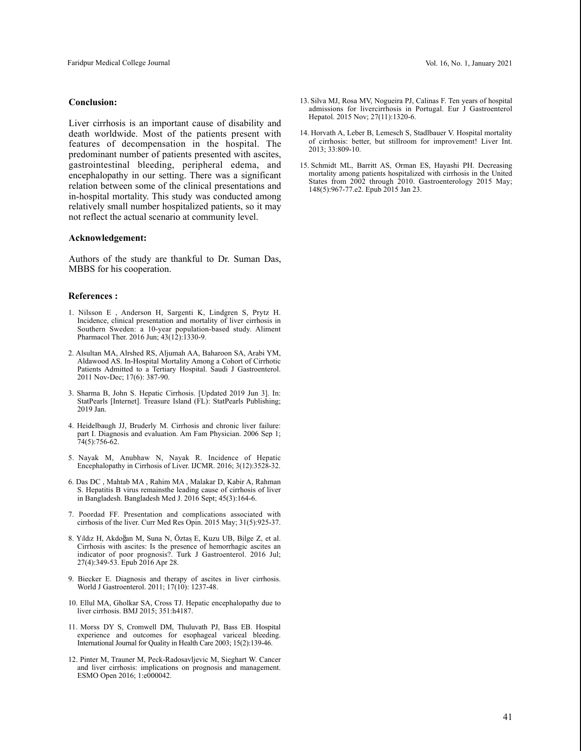## Conclusion:

Liver cirrhosis is an important cause of disability and death worldwide. Most of the patients present with features of decompensation in the hospital. The predominant number of patients presented with ascites, gastrointestinal bleeding, peripheral edema, and encephalopathy in our setting. There was a significant relation between some of the clinical presentations and in-hospital mortality. This study was conducted among relatively small number hospitalized patients, so it may not reflect the actual scenario at community level.

## Acknowledgement:

Authors of the study are thankful to Dr. Suman Das, MBBS for his cooperation.

## References :

1. Nilsson E , Anderson H, Sargenti K, Lindgren S, Prytz H. Incidence, clinical presentation and mortality of liver cirrhosis in Southern Sweden: a 10-year population-based study. Aliment Pharmacol Ther. 2016 Jun; 43(12):1330-9.

2. Alsultan MA, Alrshed RS, Aljumah AA, Baharoon SA, Arabi YM, Aldawood AS. In-Hospital Mortality Among a Cohort of Cirrhotic Patients Admitted to a Tertiary Hospital. Saudi J Gastroenterol. 2011 Nov-Dec; 17(6): 387-90.

3. Sharma B, John S. Hepatic Cirrhosis. [Updated 2019 Jun 3]. In: StatPearls [Internet]. Treasure Island (FL): StatPearls Publishing; 2019 Jan.

4. Heidelbaugh JJ, Bruderly M. Cirrhosis and chronic liver failure: part I. Diagnosis and evaluation. Am Fam Physician. 2006 Sep 1; 74(5):756-62.

5. Nayak M, Anubhaw N, Nayak R. Incidence of Hepatic Encephalopathy in Cirrhosis of Liver. IJCMR. 2016; 3(12):3528-32.

6. Das DC , Mahtab MA , Rahim MA , Malakar D, Kabir A, Rahman S. Hepatitis B virus remainsthe leading cause of cirrhosis of liver in Bangladesh. Bangladesh Med J. 2016 Sept; 45(3):164-6.

7. Poordad FF. Presentation and complications associated with cirrhosis of the liver. Curr Med Res Opin. 2015 May; 31(5):925-37.

8. Yıldız H, Akdoğan M, Suna N, Öztaş E, Kuzu UB, Bilge Z, et al. Cirrhosis with ascites: Is the presence of hemorrhagic ascites an indicator of poor prognosis?. Turk J Gastroenterol. 2016 Jul; 27(4):349-53. Epub 2016 Apr 28.

9. Biecker E. Diagnosis and therapy of ascites in liver cirrhosis. World J Gastroenterol. 2011; 17(10): 1237-48.

10. Ellul MA, Gholkar SA, Cross TJ. Hepatic encephalopathy due to liver cirrhosis. BMJ 2015; 351:h4187.

11. Morss DY S, Cromwell DM, Thuluvath PJ, Bass EB. Hospital experience and outcomes for esophageal variceal bleeding. International Journal for Quality in Health Care 2003; 15(2):139-46.

12. Pinter M, Trauner M, Peck-Radosavljevic M, Sieghart W. Cancer and liver cirrhosis: implications on prognosis and management. ESMO Open 2016; 1:e000042.

13. Silva MJ, Rosa MV, Nogueira PJ, Calinas F. Ten years of hospital admissions for livercirrhosis in Portugal. Eur J Gastroenterol Hepatol. 2015 Nov; 27(11):1320-6.

14. Horvath A, Leber B, Lemesch S, Stadlbauer V. Hospital mortality of cirrhosis: better, but stillroom for improvement! Liver Int. 2013; 33:809-10.

15. Schmidt ML, Barritt AS, Orman ES, Hayashi PH. Decreasing mortality among patients hospitalized with cirrhosis in the United States from 2002 through 2010. Gastroenterology 2015 May; 148(5):967-77.e2. Epub 2015 Jan 23.